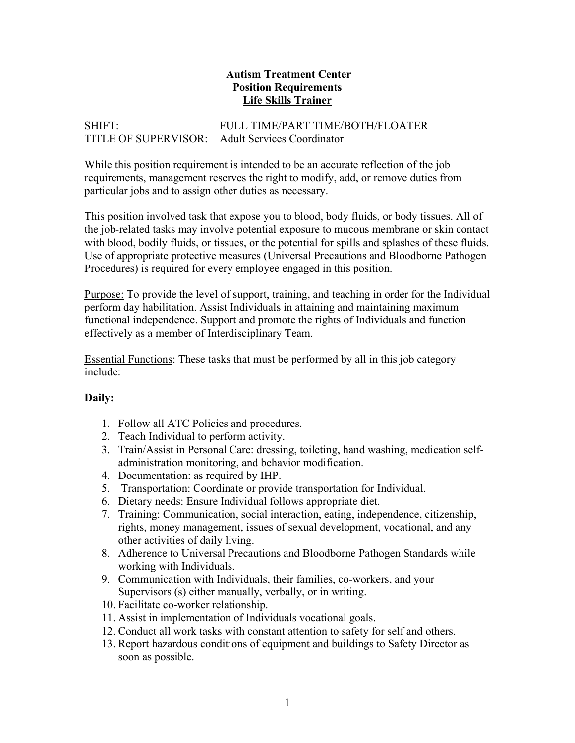**Autism Treatment Center**
**Position Requirements**
**<u>Life Skills Trainer</u>**

SHIFT: FULL TIME/PART TIME/BOTH/FLOATER
TITLE OF SUPERVISOR: Adult Services Coordinator

While this position requirement is intended to be an accurate reflection of the job requirements, management reserves the right to modify, add, or remove duties from particular jobs and to assign other duties as necessary.

This position involved task that expose you to blood, body fluids, or body tissues. All of the job-related tasks may involve potential exposure to mucous membrane or skin contact with blood, bodily fluids, or tissues, or the potential for spills and splashes of these fluids. Use of appropriate protective measures (Universal Precautions and Bloodborne Pathogen Procedures) is required for every employee engaged in this position.

<u>Purpose:</u> To provide the level of support, training, and teaching in order for the Individual perform day habilitation. Assist Individuals in attaining and maintaining maximum functional independence. Support and promote the rights of Individuals and function effectively as a member of Interdisciplinary Team.

<u>Essential Functions</u>: These tasks that must be performed by all in this job category include:

**Daily:**

1. Follow all ATC Policies and procedures.
2. Teach Individual to perform activity.
3. Train/Assist in Personal Care: dressing, toileting, hand washing, medication self-administration monitoring, and behavior modification.
4. Documentation: as required by IHP.
5. Transportation: Coordinate or provide transportation for Individual.
6. Dietary needs: Ensure Individual follows appropriate diet.
7. Training: Communication, social interaction, eating, independence, citizenship, rights, money management, issues of sexual development, vocational, and any other activities of daily living.
8. Adherence to Universal Precautions and Bloodborne Pathogen Standards while working with Individuals.
9. Communication with Individuals, their families, co-workers, and your Supervisors (s) either manually, verbally, or in writing.
10. Facilitate co-worker relationship.
11. Assist in implementation of Individuals vocational goals.
12. Conduct all work tasks with constant attention to safety for self and others.
13. Report hazardous conditions of equipment and buildings to Safety Director as soon as possible.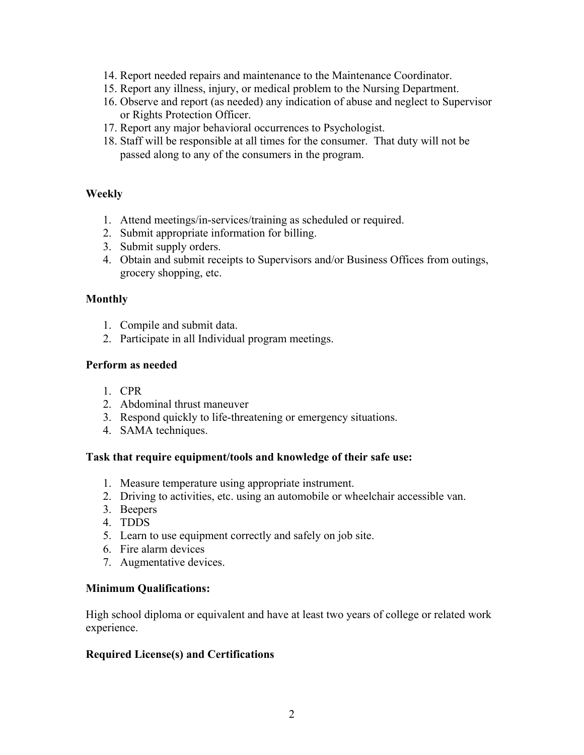14. Report needed repairs and maintenance to the Maintenance Coordinator.
15. Report any illness, injury, or medical problem to the Nursing Department.
16. Observe and report (as needed) any indication of abuse and neglect to Supervisor or Rights Protection Officer.
17. Report any major behavioral occurrences to Psychologist.
18. Staff will be responsible at all times for the consumer. That duty will not be passed along to any of the consumers in the program.

**Weekly**

1. Attend meetings/in-services/training as scheduled or required.
2. Submit appropriate information for billing.
3. Submit supply orders.
4. Obtain and submit receipts to Supervisors and/or Business Offices from outings, grocery shopping, etc.

**Monthly**

1. Compile and submit data.
2. Participate in all Individual program meetings.

**Perform as needed**

1. CPR
2. Abdominal thrust maneuver
3. Respond quickly to life-threatening or emergency situations.
4. SAMA techniques.

**Task that require equipment/tools and knowledge of their safe use:**

1. Measure temperature using appropriate instrument.
2. Driving to activities, etc. using an automobile or wheelchair accessible van.
3. Beepers
4. TDDS
5. Learn to use equipment correctly and safely on job site.
6. Fire alarm devices
7. Augmentative devices.

**Minimum Qualifications:**

High school diploma or equivalent and have at least two years of college or related work experience.

**Required License(s) and Certifications**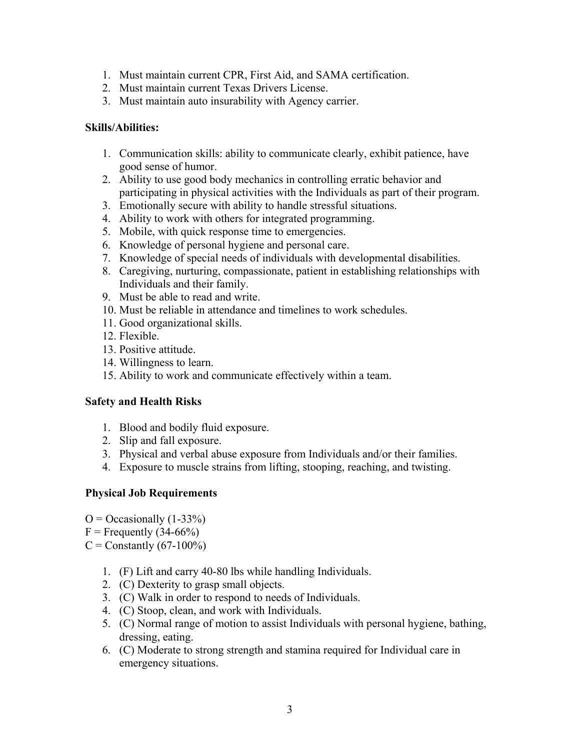1. Must maintain current CPR, First Aid, and SAMA certification.
2. Must maintain current Texas Drivers License.
3. Must maintain auto insurability with Agency carrier.

**Skills/Abilities:**

1. Communication skills: ability to communicate clearly, exhibit patience, have good sense of humor.
2. Ability to use good body mechanics in controlling erratic behavior and participating in physical activities with the Individuals as part of their program.
3. Emotionally secure with ability to handle stressful situations.
4. Ability to work with others for integrated programming.
5. Mobile, with quick response time to emergencies.
6. Knowledge of personal hygiene and personal care.
7. Knowledge of special needs of individuals with developmental disabilities.
8. Caregiving, nurturing, compassionate, patient in establishing relationships with Individuals and their family.
9. Must be able to read and write.
10. Must be reliable in attendance and timelines to work schedules.
11. Good organizational skills.
12. Flexible.
13. Positive attitude.
14. Willingness to learn.
15. Ability to work and communicate effectively within a team.

**Safety and Health Risks**

1. Blood and bodily fluid exposure.
2. Slip and fall exposure.
3. Physical and verbal abuse exposure from Individuals and/or their families.
4. Exposure to muscle strains from lifting, stooping, reaching, and twisting.

**Physical Job Requirements**

O = Occasionally (1-33%)
F = Frequently (34-66%)
C = Constantly (67-100%)

1. (F) Lift and carry 40-80 lbs while handling Individuals.
2. (C) Dexterity to grasp small objects.
3. (C) Walk in order to respond to needs of Individuals.
4. (C) Stoop, clean, and work with Individuals.
5. (C) Normal range of motion to assist Individuals with personal hygiene, bathing, dressing, eating.
6. (C) Moderate to strong strength and stamina required for Individual care in emergency situations.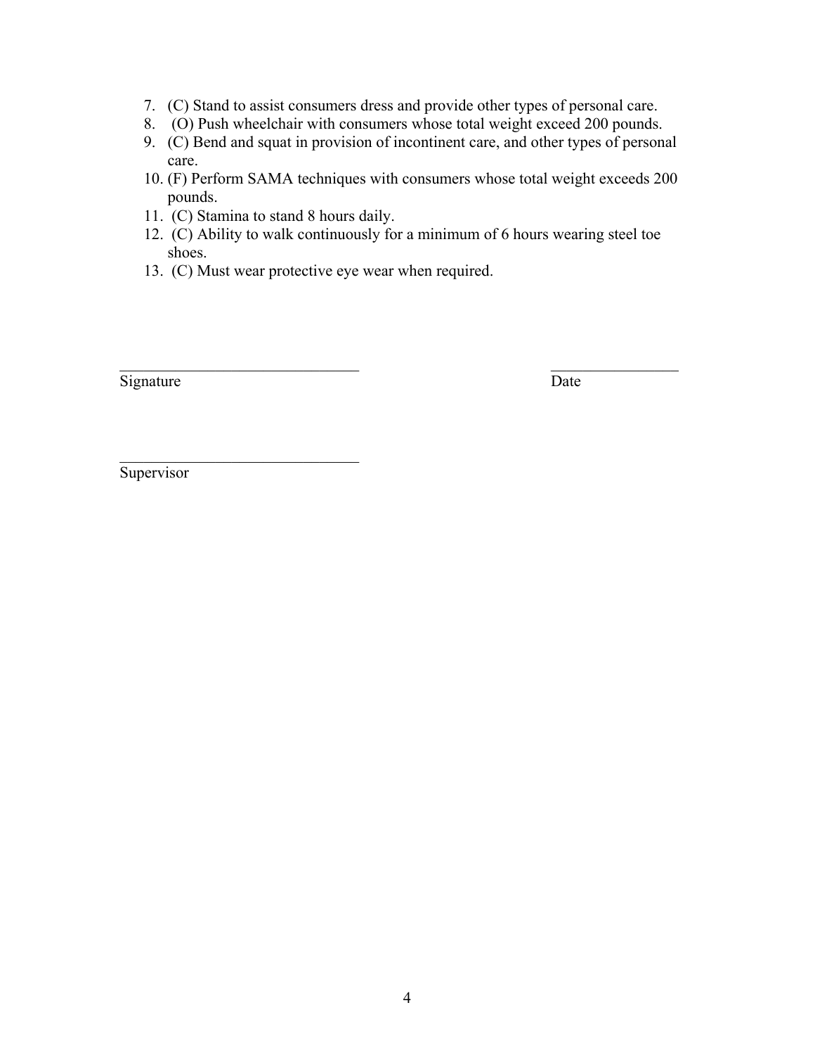7. (C) Stand to assist consumers dress and provide other types of personal care.
8. (O) Push wheelchair with consumers whose total weight exceed 200 pounds.
9. (C) Bend and squat in provision of incontinent care, and other types of personal care.
10. (F) Perform SAMA techniques with consumers whose total weight exceeds 200 pounds.
11. (C) Stamina to stand 8 hours daily.
12. (C) Ability to walk continuously for a minimum of 6 hours wearing steel toe shoes.
13. (C) Must wear protective eye wear when required.

_______________________________ &nbsp;&nbsp;&nbsp;&nbsp;&nbsp;&nbsp;&nbsp;&nbsp;&nbsp;&nbsp;&nbsp;&nbsp;&nbsp;&nbsp;&nbsp;&nbsp; ________________

Signature &nbsp;&nbsp;&nbsp;&nbsp;&nbsp;&nbsp;&nbsp;&nbsp;&nbsp;&nbsp;&nbsp;&nbsp;&nbsp;&nbsp;&nbsp;&nbsp;&nbsp;&nbsp;&nbsp;&nbsp;&nbsp;&nbsp;&nbsp;&nbsp;&nbsp;&nbsp;&nbsp;&nbsp;&nbsp;&nbsp;&nbsp;&nbsp;&nbsp;&nbsp;&nbsp;&nbsp;&nbsp;&nbsp;&nbsp;&nbsp;&nbsp;&nbsp;&nbsp;&nbsp;&nbsp;&nbsp;&nbsp;&nbsp; Date

_______________________________

Supervisor